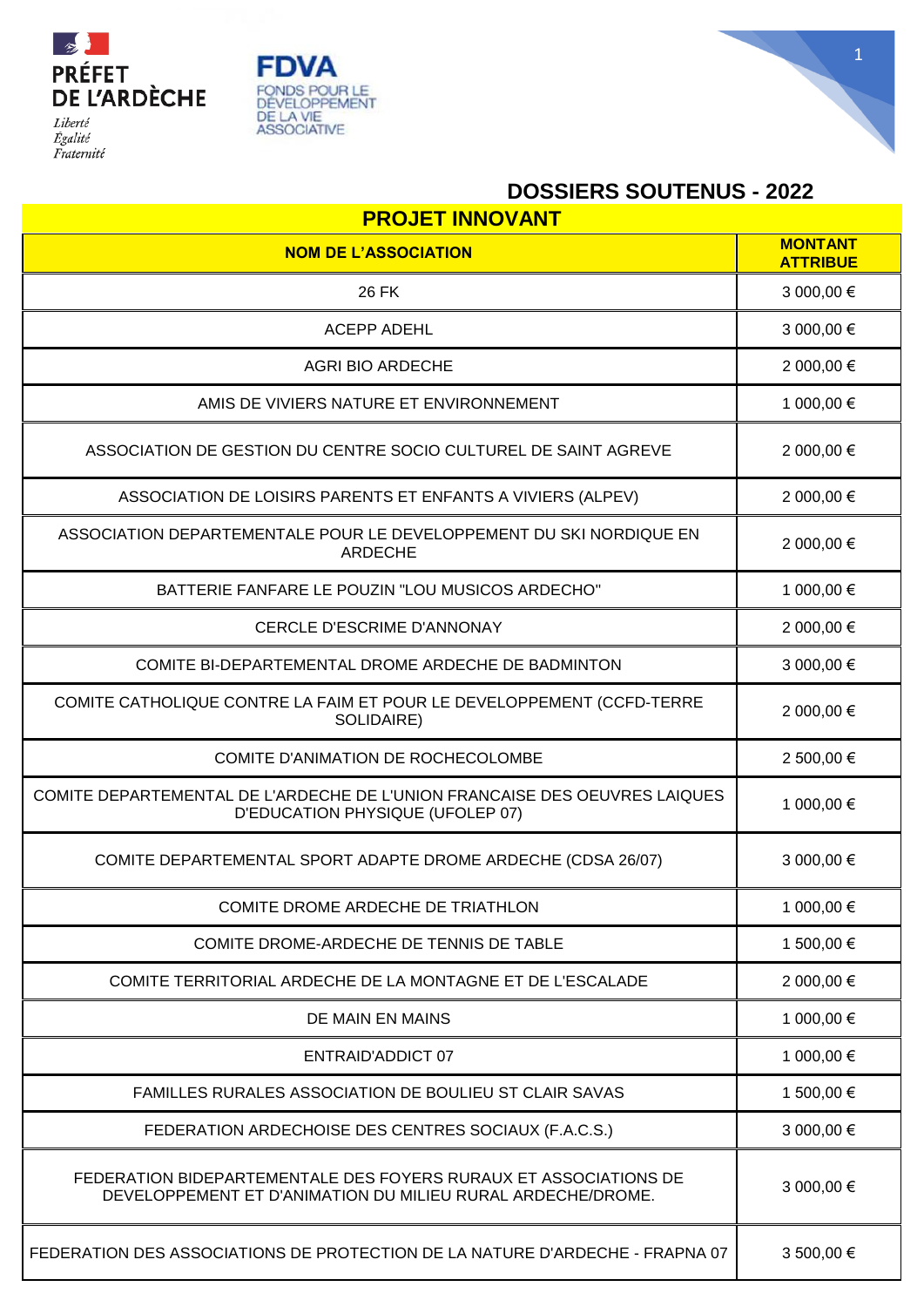PRÉFET DE L'ARDÈCHE

*Liberté*
*Égalité*
*Fraternité*

FDVA
FONDS POUR LE DÉVELOPPEMENT DE LA VIE ASSOCIATIVE

# DOSSIERS SOUTENUS - 2022

## PROJET INNOVANT

| NOM DE L'ASSOCIATION | MONTANT ATTRIBUE |
|---|---|
| 26 FK | 3 000,00 € |
| ACEPP ADEHL | 3 000,00 € |
| AGRI BIO ARDECHE | 2 000,00 € |
| AMIS DE VIVIERS NATURE ET ENVIRONNEMENT | 1 000,00 € |
| ASSOCIATION DE GESTION DU CENTRE SOCIO CULTUREL DE SAINT AGREVE | 2 000,00 € |
| ASSOCIATION DE LOISIRS PARENTS ET ENFANTS A VIVIERS (ALPEV) | 2 000,00 € |
| ASSOCIATION DEPARTEMENTALE POUR LE DEVELOPPEMENT DU SKI NORDIQUE EN ARDECHE | 2 000,00 € |
| BATTERIE FANFARE LE POUZIN "LOU MUSICOS ARDECHO" | 1 000,00 € |
| CERCLE D'ESCRIME D'ANNONAY | 2 000,00 € |
| COMITE BI-DEPARTEMENTAL DROME ARDECHE DE BADMINTON | 3 000,00 € |
| COMITE CATHOLIQUE CONTRE LA FAIM ET POUR LE DEVELOPPEMENT (CCFD-TERRE SOLIDAIRE) | 2 000,00 € |
| COMITE D'ANIMATION DE ROCHECOLOMBE | 2 500,00 € |
| COMITE DEPARTEMENTAL DE L'ARDECHE DE L'UNION FRANCAISE DES OEUVRES LAIQUES D'EDUCATION PHYSIQUE (UFOLEP 07) | 1 000,00 € |
| COMITE DEPARTEMENTAL SPORT ADAPTE DROME ARDECHE (CDSA 26/07) | 3 000,00 € |
| COMITE DROME ARDECHE DE TRIATHLON | 1 000,00 € |
| COMITE DROME-ARDECHE DE TENNIS DE TABLE | 1 500,00 € |
| COMITE TERRITORIAL ARDECHE DE LA MONTAGNE ET DE L'ESCALADE | 2 000,00 € |
| DE MAIN EN MAINS | 1 000,00 € |
| ENTRAID'ADDICT 07 | 1 000,00 € |
| FAMILLES RURALES ASSOCIATION DE BOULIEU ST CLAIR SAVAS | 1 500,00 € |
| FEDERATION ARDECHOISE DES CENTRES SOCIAUX (F.A.C.S.) | 3 000,00 € |
| FEDERATION BIDEPARTEMENTALE DES FOYERS RURAUX ET ASSOCIATIONS DE DEVELOPPEMENT ET D'ANIMATION DU MILIEU RURAL ARDECHE/DROME. | 3 000,00 € |
| FEDERATION DES ASSOCIATIONS DE PROTECTION DE LA NATURE D'ARDECHE - FRAPNA 07 | 3 500,00 € |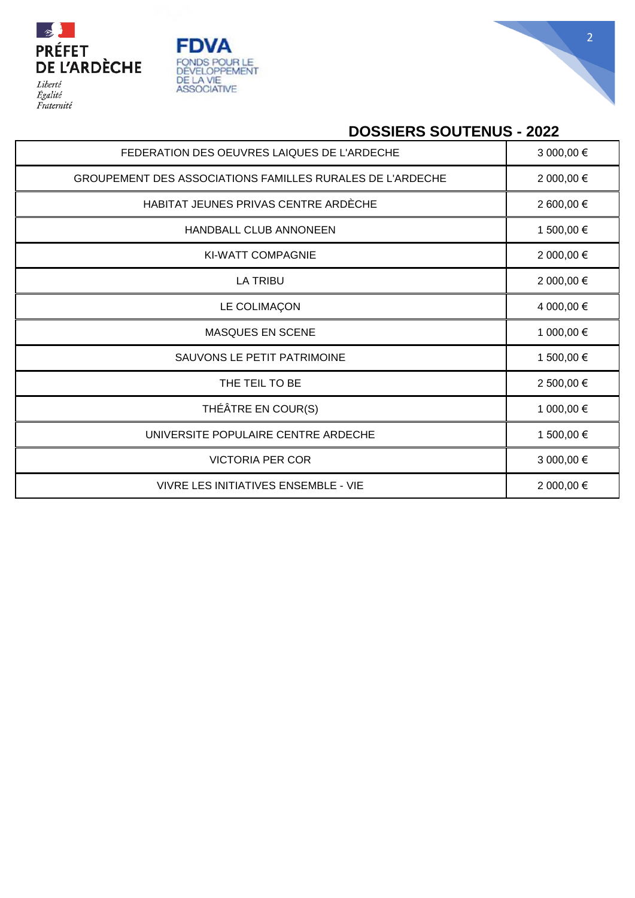PRÉFET DE L'ARDÈCHE

*Liberté*
*Égalité*
*Fraternité*

**FDVA**
FONDS POUR LE DÉVELOPPEMENT DE LA VIE ASSOCIATIVE

## DOSSIERS SOUTENUS - 2022

| | |
|---|---|
| FEDERATION DES OEUVRES LAIQUES DE L'ARDECHE | 3 000,00 € |
| GROUPEMENT DES ASSOCIATIONS FAMILLES RURALES DE L'ARDECHE | 2 000,00 € |
| HABITAT JEUNES PRIVAS CENTRE ARDÈCHE | 2 600,00 € |
| HANDBALL CLUB ANNONEEN | 1 500,00 € |
| KI-WATT COMPAGNIE | 2 000,00 € |
| LA TRIBU | 2 000,00 € |
| LE COLIMAÇON | 4 000,00 € |
| MASQUES EN SCENE | 1 000,00 € |
| SAUVONS LE PETIT PATRIMOINE | 1 500,00 € |
| THE TEIL TO BE | 2 500,00 € |
| THÉÂTRE EN COUR(S) | 1 000,00 € |
| UNIVERSITE POPULAIRE CENTRE ARDECHE | 1 500,00 € |
| VICTORIA PER COR | 3 000,00 € |
| VIVRE LES INITIATIVES ENSEMBLE - VIE | 2 000,00 € |